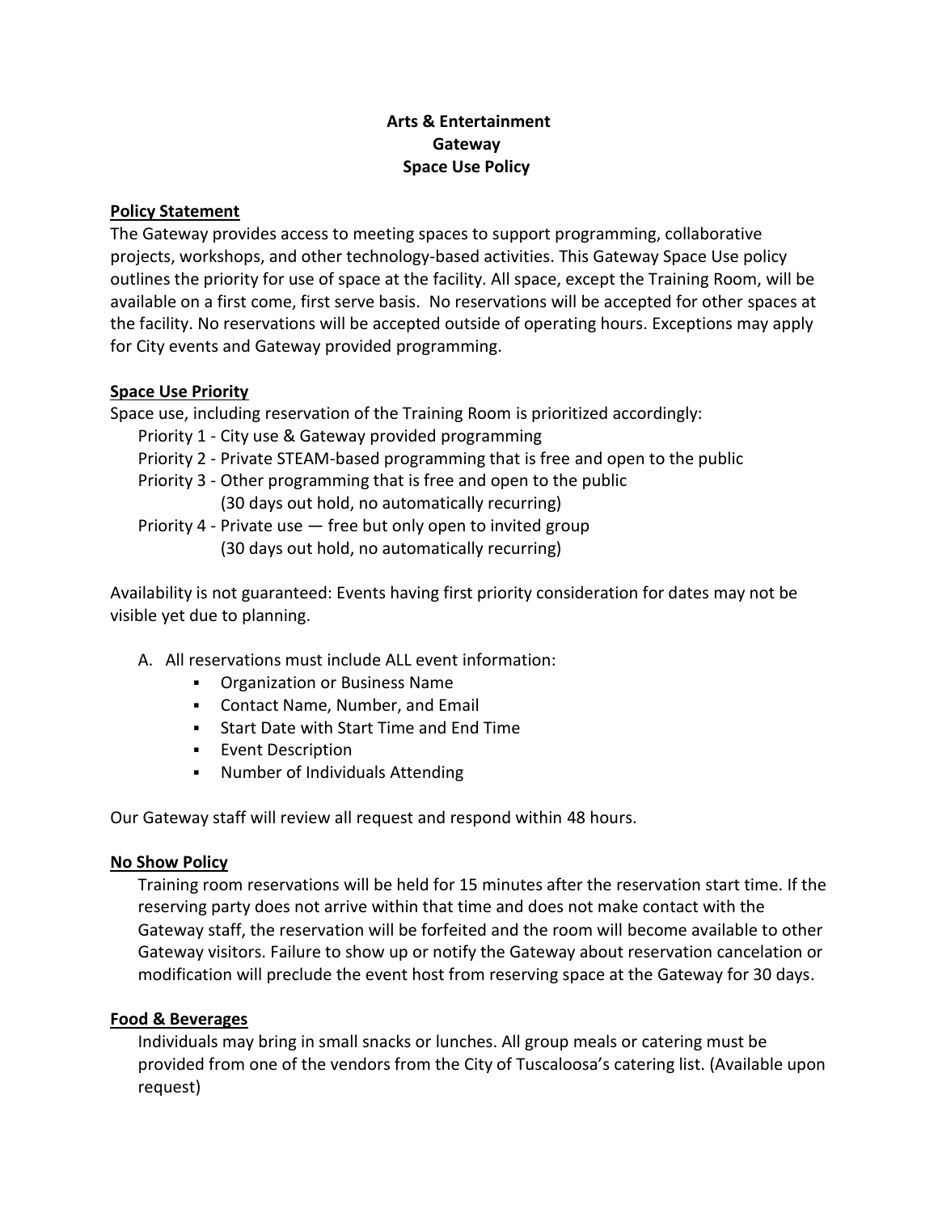**Arts & Entertainment**
**Gateway**
**Space Use Policy**

## Policy Statement

The Gateway provides access to meeting spaces to support programming, collaborative projects, workshops, and other technology-based activities. This Gateway Space Use policy outlines the priority for use of space at the facility. All space, except the Training Room, will be available on a first come, first serve basis. No reservations will be accepted for other spaces at the facility. No reservations will be accepted outside of operating hours. Exceptions may apply for City events and Gateway provided programming.

## Space Use Priority

Space use, including reservation of the Training Room is prioritized accordingly:

- Priority 1 - City use & Gateway provided programming
- Priority 2 - Private STEAM-based programming that is free and open to the public
- Priority 3 - Other programming that is free and open to the public
  (30 days out hold, no automatically recurring)
- Priority 4 - Private use — free but only open to invited group
  (30 days out hold, no automatically recurring)

Availability is not guaranteed: Events having first priority consideration for dates may not be visible yet due to planning.

A. All reservations must include ALL event information:
   - Organization or Business Name
   - Contact Name, Number, and Email
   - Start Date with Start Time and End Time
   - Event Description
   - Number of Individuals Attending

Our Gateway staff will review all request and respond within 48 hours.

## No Show Policy

Training room reservations will be held for 15 minutes after the reservation start time. If the reserving party does not arrive within that time and does not make contact with the Gateway staff, the reservation will be forfeited and the room will become available to other Gateway visitors. Failure to show up or notify the Gateway about reservation cancelation or modification will preclude the event host from reserving space at the Gateway for 30 days.

## Food & Beverages

Individuals may bring in small snacks or lunches. All group meals or catering must be provided from one of the vendors from the City of Tuscaloosa's catering list. (Available upon request)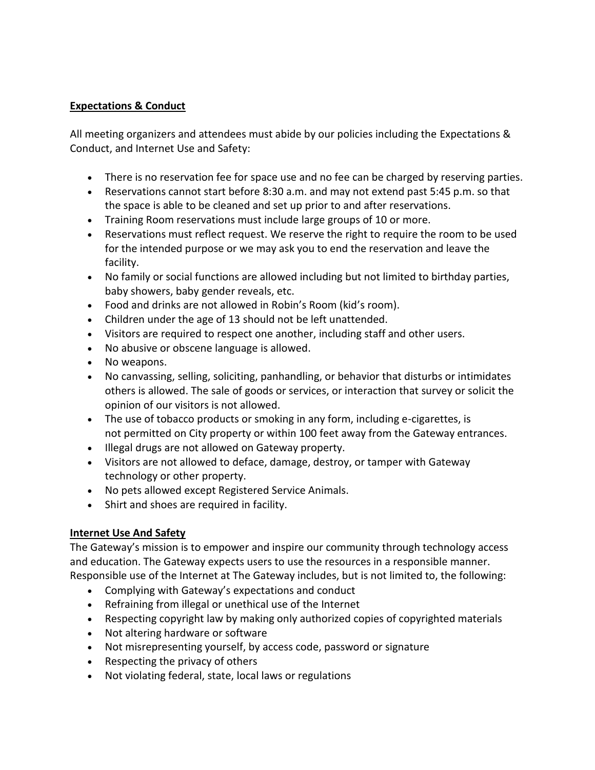## Expectations & Conduct

All meeting organizers and attendees must abide by our policies including the Expectations & Conduct, and Internet Use and Safety:

- There is no reservation fee for space use and no fee can be charged by reserving parties.
- Reservations cannot start before 8:30 a.m. and may not extend past 5:45 p.m. so that the space is able to be cleaned and set up prior to and after reservations.
- Training Room reservations must include large groups of 10 or more.
- Reservations must reflect request. We reserve the right to require the room to be used for the intended purpose or we may ask you to end the reservation and leave the facility.
- No family or social functions are allowed including but not limited to birthday parties, baby showers, baby gender reveals, etc.
- Food and drinks are not allowed in Robin's Room (kid's room).
- Children under the age of 13 should not be left unattended.
- Visitors are required to respect one another, including staff and other users.
- No abusive or obscene language is allowed.
- No weapons.
- No canvassing, selling, soliciting, panhandling, or behavior that disturbs or intimidates others is allowed. The sale of goods or services, or interaction that survey or solicit the opinion of our visitors is not allowed.
- The use of tobacco products or smoking in any form, including e-cigarettes, is not permitted on City property or within 100 feet away from the Gateway entrances.
- Illegal drugs are not allowed on Gateway property.
- Visitors are not allowed to deface, damage, destroy, or tamper with Gateway technology or other property.
- No pets allowed except Registered Service Animals.
- Shirt and shoes are required in facility.

## Internet Use And Safety

The Gateway's mission is to empower and inspire our community through technology access and education. The Gateway expects users to use the resources in a responsible manner. Responsible use of the Internet at The Gateway includes, but is not limited to, the following:

- Complying with Gateway's expectations and conduct
- Refraining from illegal or unethical use of the Internet
- Respecting copyright law by making only authorized copies of copyrighted materials
- Not altering hardware or software
- Not misrepresenting yourself, by access code, password or signature
- Respecting the privacy of others
- Not violating federal, state, local laws or regulations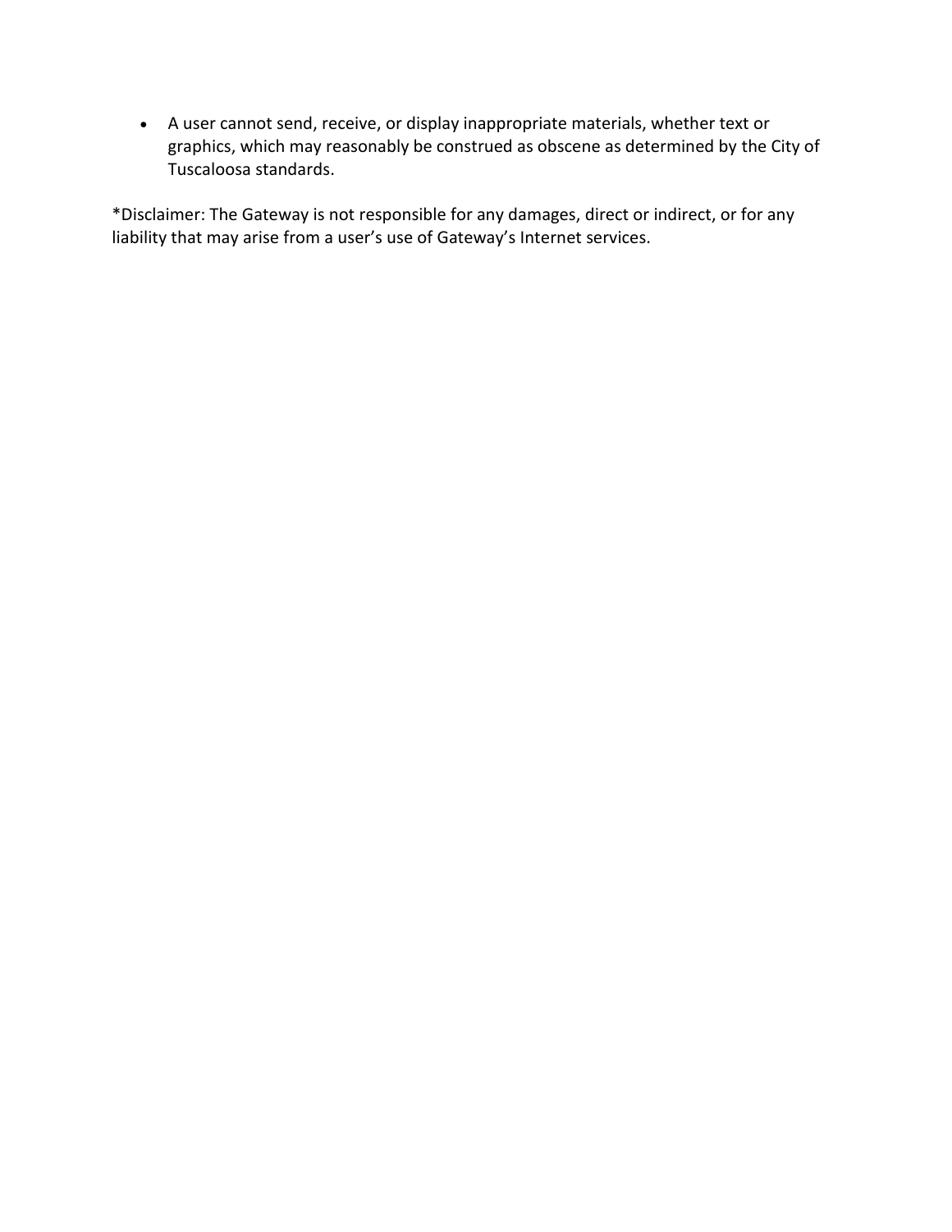- A user cannot send, receive, or display inappropriate materials, whether text or graphics, which may reasonably be construed as obscene as determined by the City of Tuscaloosa standards.

*Disclaimer: The Gateway is not responsible for any damages, direct or indirect, or for any liability that may arise from a user's use of Gateway's Internet services.